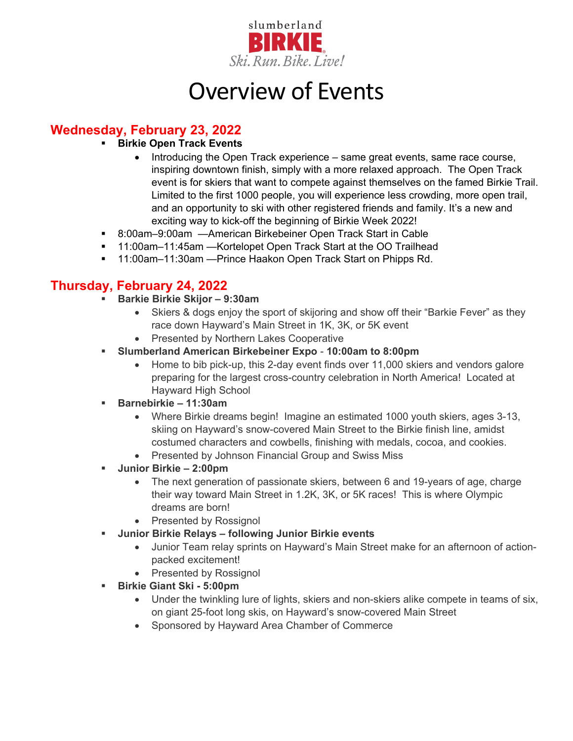slumberland

**BIRKIE**

*Ski. Run. Bike. Live!*

# Overview of Events

## Wednesday, February 23, 2022

- **Birkie Open Track Events**
  - Introducing the Open Track experience – same great events, same race course, inspiring downtown finish, simply with a more relaxed approach. The Open Track event is for skiers that want to compete against themselves on the famed Birkie Trail. Limited to the first 1000 people, you will experience less crowding, more open trail, and an opportunity to ski with other registered friends and family. It's a new and exciting way to kick-off the beginning of Birkie Week 2022!
- 8:00am–9:00am —American Birkebeiner Open Track Start in Cable
- 11:00am–11:45am —Kortelopet Open Track Start at the OO Trailhead
- 11:00am–11:30am —Prince Haakon Open Track Start on Phipps Rd.

## Thursday, February 24, 2022

- **Barkie Birkie Skijor – 9:30am**
  - Skiers & dogs enjoy the sport of skijoring and show off their "Barkie Fever" as they race down Hayward's Main Street in 1K, 3K, or 5K event
  - Presented by Northern Lakes Cooperative
- **Slumberland American Birkebeiner Expo** - **10:00am to 8:00pm**
  - Home to bib pick-up, this 2-day event finds over 11,000 skiers and vendors galore preparing for the largest cross-country celebration in North America! Located at Hayward High School
- **Barnebirkie – 11:30am**
  - Where Birkie dreams begin! Imagine an estimated 1000 youth skiers, ages 3-13, skiing on Hayward's snow-covered Main Street to the Birkie finish line, amidst costumed characters and cowbells, finishing with medals, cocoa, and cookies.
  - Presented by Johnson Financial Group and Swiss Miss
- **Junior Birkie – 2:00pm**
  - The next generation of passionate skiers, between 6 and 19-years of age, charge their way toward Main Street in 1.2K, 3K, or 5K races! This is where Olympic dreams are born!
  - Presented by Rossignol
- **Junior Birkie Relays – following Junior Birkie events**
  - Junior Team relay sprints on Hayward's Main Street make for an afternoon of action-packed excitement!
  - Presented by Rossignol
- **Birkie Giant Ski - 5:00pm**
  - Under the twinkling lure of lights, skiers and non-skiers alike compete in teams of six, on giant 25-foot long skis, on Hayward's snow-covered Main Street
  - Sponsored by Hayward Area Chamber of Commerce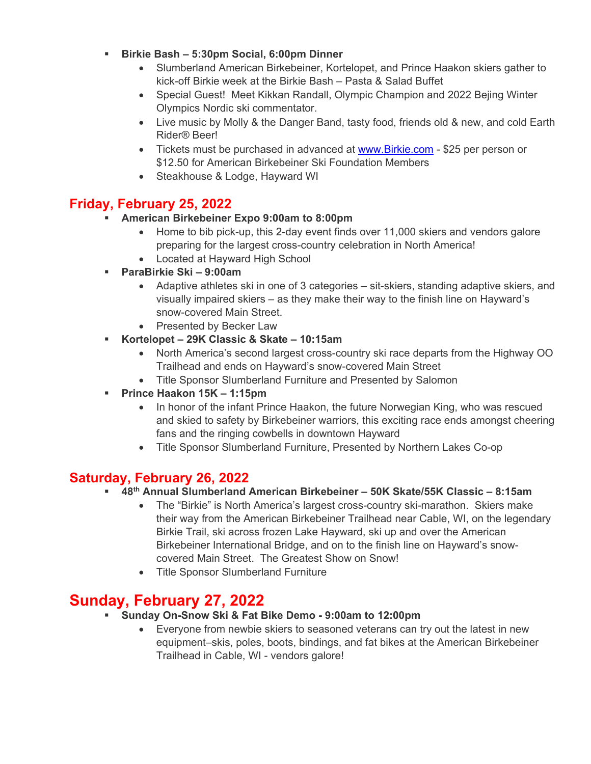- **Birkie Bash – 5:30pm Social, 6:00pm Dinner**
  - Slumberland American Birkebeiner, Kortelopet, and Prince Haakon skiers gather to kick-off Birkie week at the Birkie Bash – Pasta & Salad Buffet
  - Special Guest! Meet Kikkan Randall, Olympic Champion and 2022 Bejing Winter Olympics Nordic ski commentator.
  - Live music by Molly & the Danger Band, tasty food, friends old & new, and cold Earth Rider® Beer!
  - Tickets must be purchased in advanced at [www.Birkie.com](http://www.Birkie.com) - $25 per person or $12.50 for American Birkebeiner Ski Foundation Members
  - Steakhouse & Lodge, Hayward WI

## Friday, February 25, 2022

- **American Birkebeiner Expo 9:00am to 8:00pm**
  - Home to bib pick-up, this 2-day event finds over 11,000 skiers and vendors galore preparing for the largest cross-country celebration in North America!
  - Located at Hayward High School
- **ParaBirkie Ski – 9:00am**
  - Adaptive athletes ski in one of 3 categories – sit-skiers, standing adaptive skiers, and visually impaired skiers – as they make their way to the finish line on Hayward's snow-covered Main Street.
  - Presented by Becker Law
- **Kortelopet – 29K Classic & Skate – 10:15am**
  - North America's second largest cross-country ski race departs from the Highway OO Trailhead and ends on Hayward's snow-covered Main Street
  - Title Sponsor Slumberland Furniture and Presented by Salomon
- **Prince Haakon 15K – 1:15pm**
  - In honor of the infant Prince Haakon, the future Norwegian King, who was rescued and skied to safety by Birkebeiner warriors, this exciting race ends amongst cheering fans and the ringing cowbells in downtown Hayward
  - Title Sponsor Slumberland Furniture, Presented by Northern Lakes Co-op

## Saturday, February 26, 2022

- **48th Annual Slumberland American Birkebeiner – 50K Skate/55K Classic – 8:15am**
  - The "Birkie" is North America's largest cross-country ski-marathon. Skiers make their way from the American Birkebeiner Trailhead near Cable, WI, on the legendary Birkie Trail, ski across frozen Lake Hayward, ski up and over the American Birkebeiner International Bridge, and on to the finish line on Hayward's snow-covered Main Street. The Greatest Show on Snow!
  - Title Sponsor Slumberland Furniture

## Sunday, February 27, 2022

- **Sunday On-Snow Ski & Fat Bike Demo - 9:00am to 12:00pm**
  - Everyone from newbie skiers to seasoned veterans can try out the latest in new equipment–skis, poles, boots, bindings, and fat bikes at the American Birkebeiner Trailhead in Cable, WI - vendors galore!